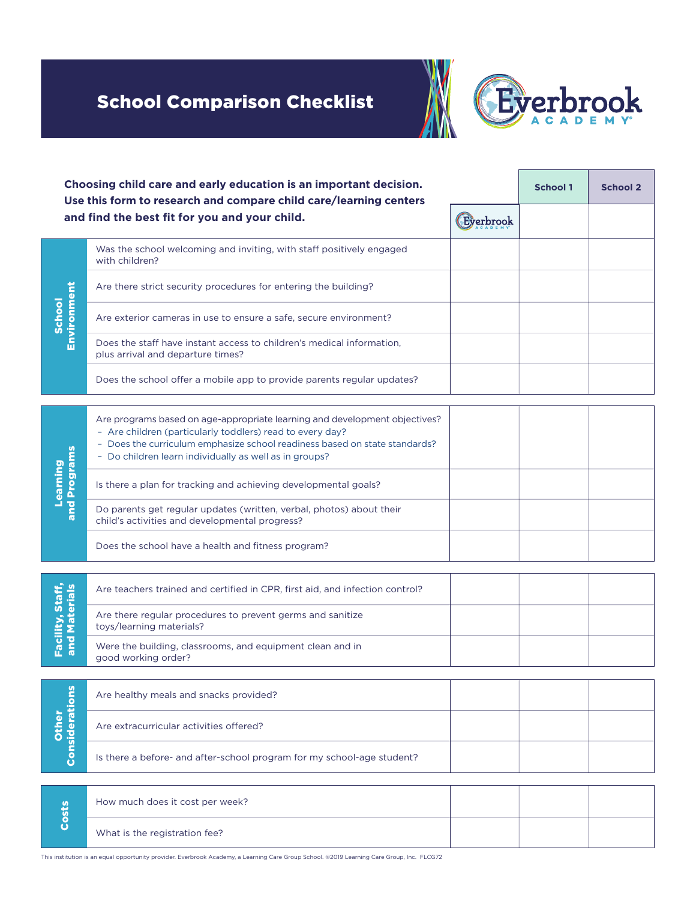# School Comparison Checklist

Everbrook ACADEMY

**Choosing child care and early education is an important decision. Use this form to research and compare child care/learning centers and find the best fit for you and your child.**

| Category | Question | Everbrook | School 1 | School 2 |
|---|---|---|---|---|
| School Environment | Was the school welcoming and inviting, with staff positively engaged with children? | | | |
| | Are there strict security procedures for entering the building? | | | |
| | Are exterior cameras in use to ensure a safe, secure environment? | | | |
| | Does the staff have instant access to children's medical information, plus arrival and departure times? | | | |
| | Does the school offer a mobile app to provide parents regular updates? | | | |
| Learning and Programs | Are programs based on age-appropriate learning and development objectives? – Are children (particularly toddlers) read to every day? – Does the curriculum emphasize school readiness based on state standards? – Do children learn individually as well as in groups? | | | |
| | Is there a plan for tracking and achieving developmental goals? | | | |
| | Do parents get regular updates (written, verbal, photos) about their child's activities and developmental progress? | | | |
| | Does the school have a health and fitness program? | | | |
| Facility, Staff, and Materials | Are teachers trained and certified in CPR, first aid, and infection control? | | | |
| | Are there regular procedures to prevent germs and sanitize toys/learning materials? | | | |
| | Were the building, classrooms, and equipment clean and in good working order? | | | |
| Other Considerations | Are healthy meals and snacks provided? | | | |
| | Are extracurricular activities offered? | | | |
| | Is there a before- and after-school program for my school-age student? | | | |
| Costs | How much does it cost per week? | | | |
| | What is the registration fee? | | | |

This institution is an equal opportunity provider. Everbrook Academy, a Learning Care Group School. ©2019 Learning Care Group, Inc. FLCG72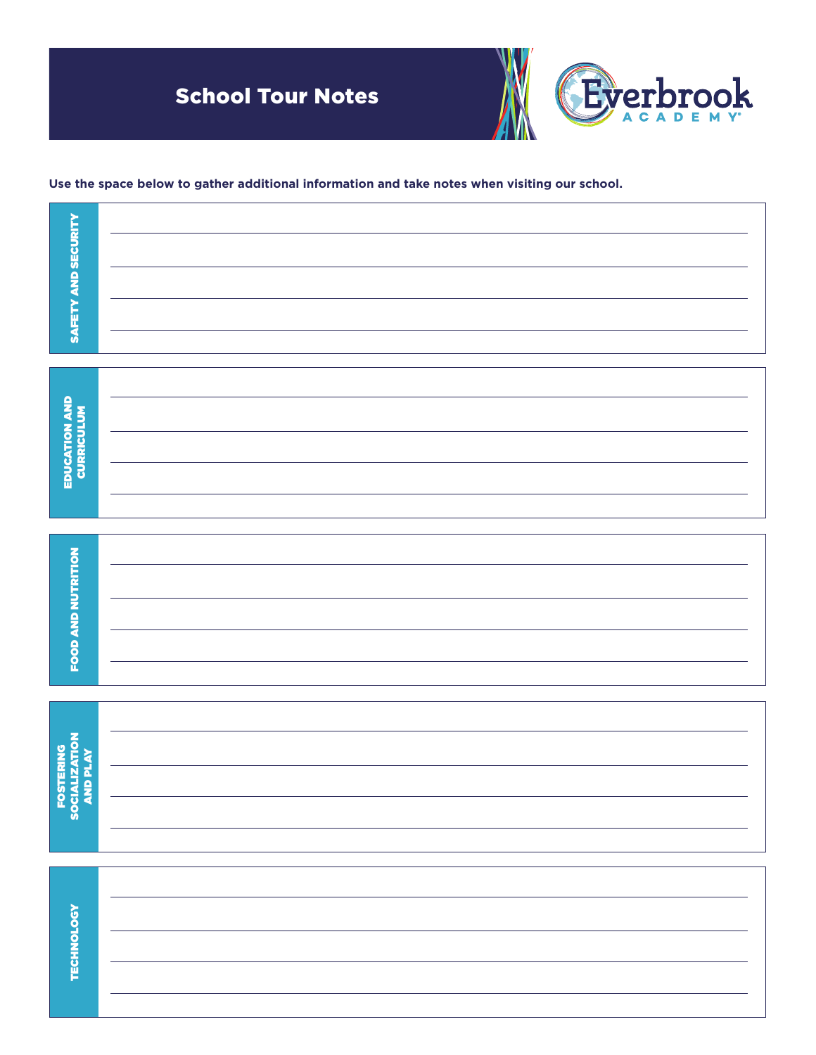# School Tour Notes

Everbrook ACADEMY®

**Use the space below to gather additional information and take notes when visiting our school.**

## SAFETY AND SECURITY

## EDUCATION AND CURRICULUM

## FOOD AND NUTRITION

## FOSTERING SOCIALIZATION AND PLAY

## TECHNOLOGY